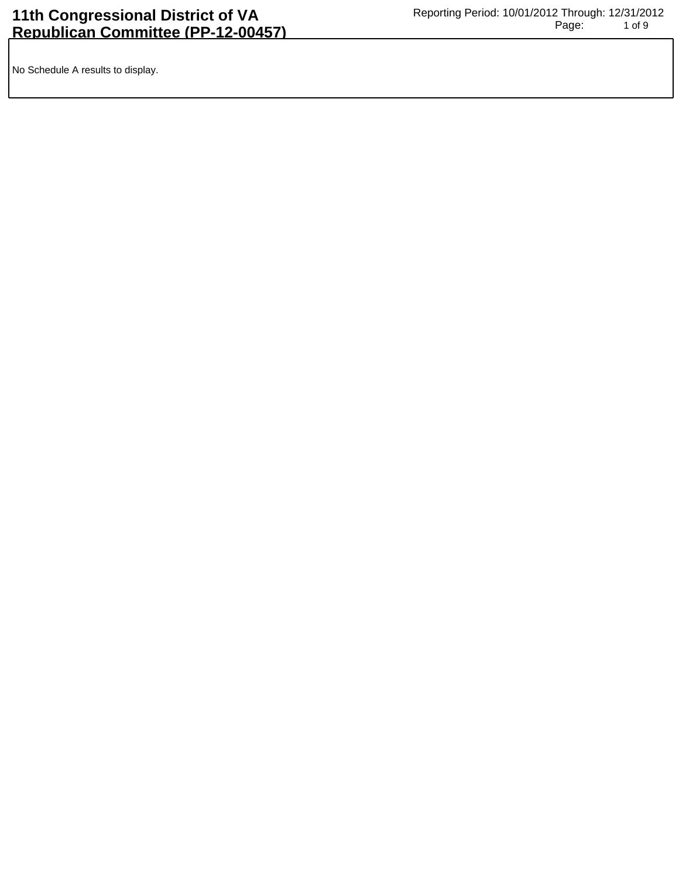# 11th Congressional District of VA Republican Committee (PP-12-00457)

Reporting Period: 10/01/2012 Through: 12/31/2012

No Schedule A results to display.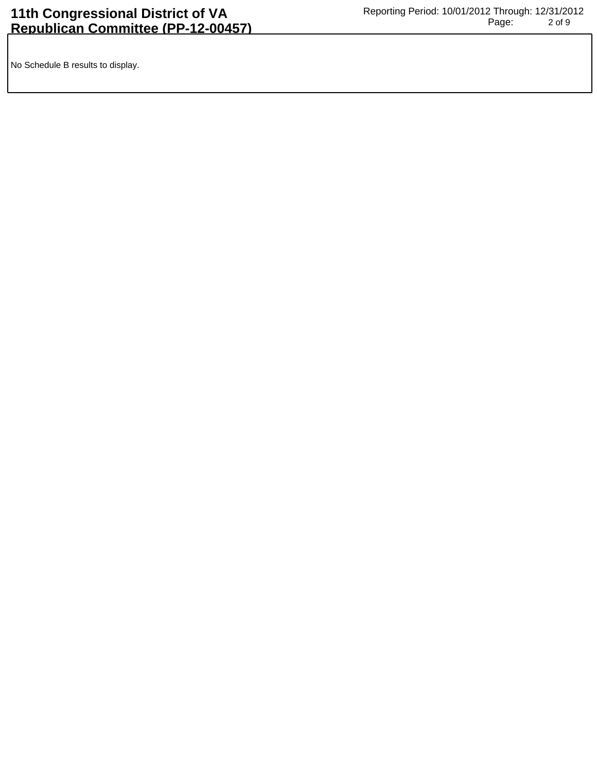No Schedule B results to display.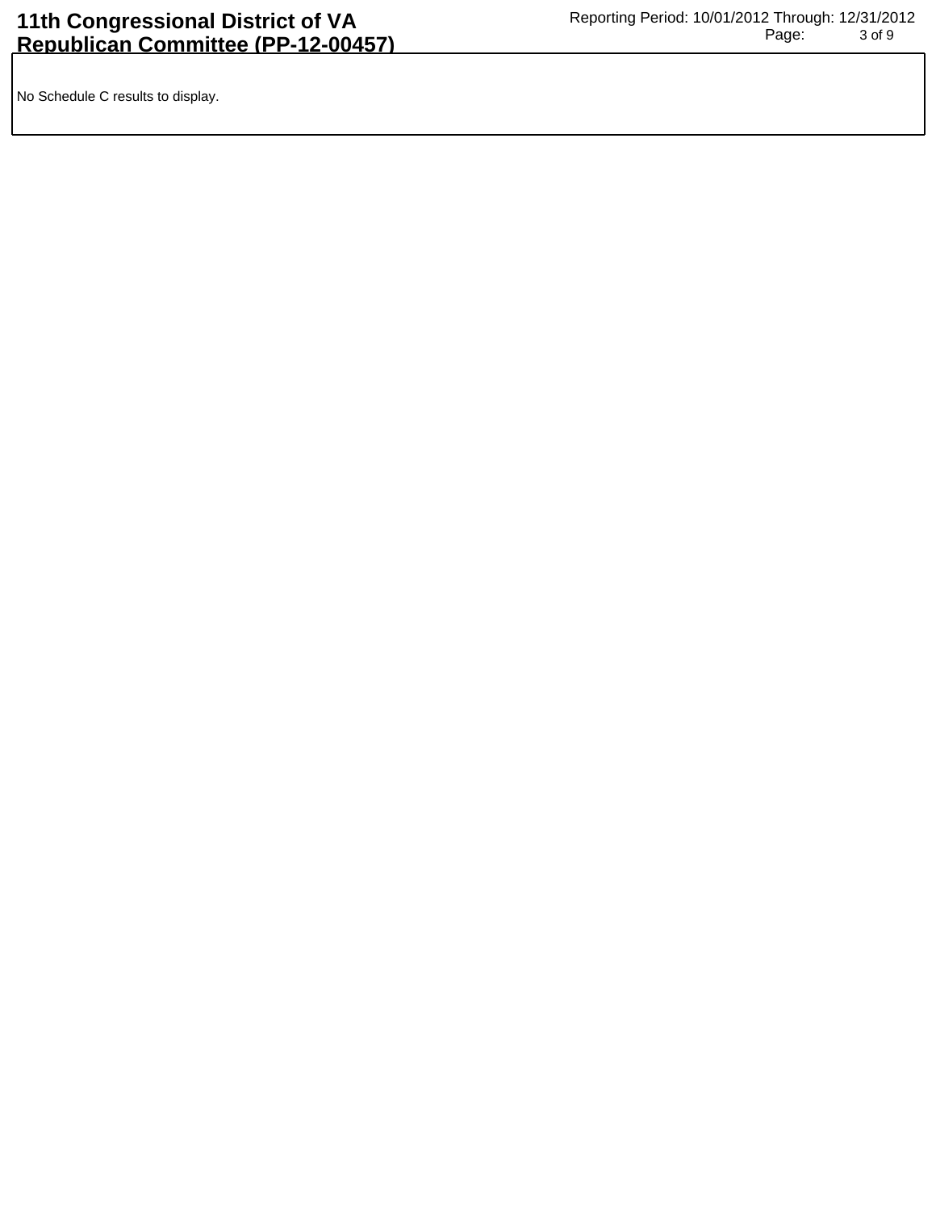No Schedule C results to display.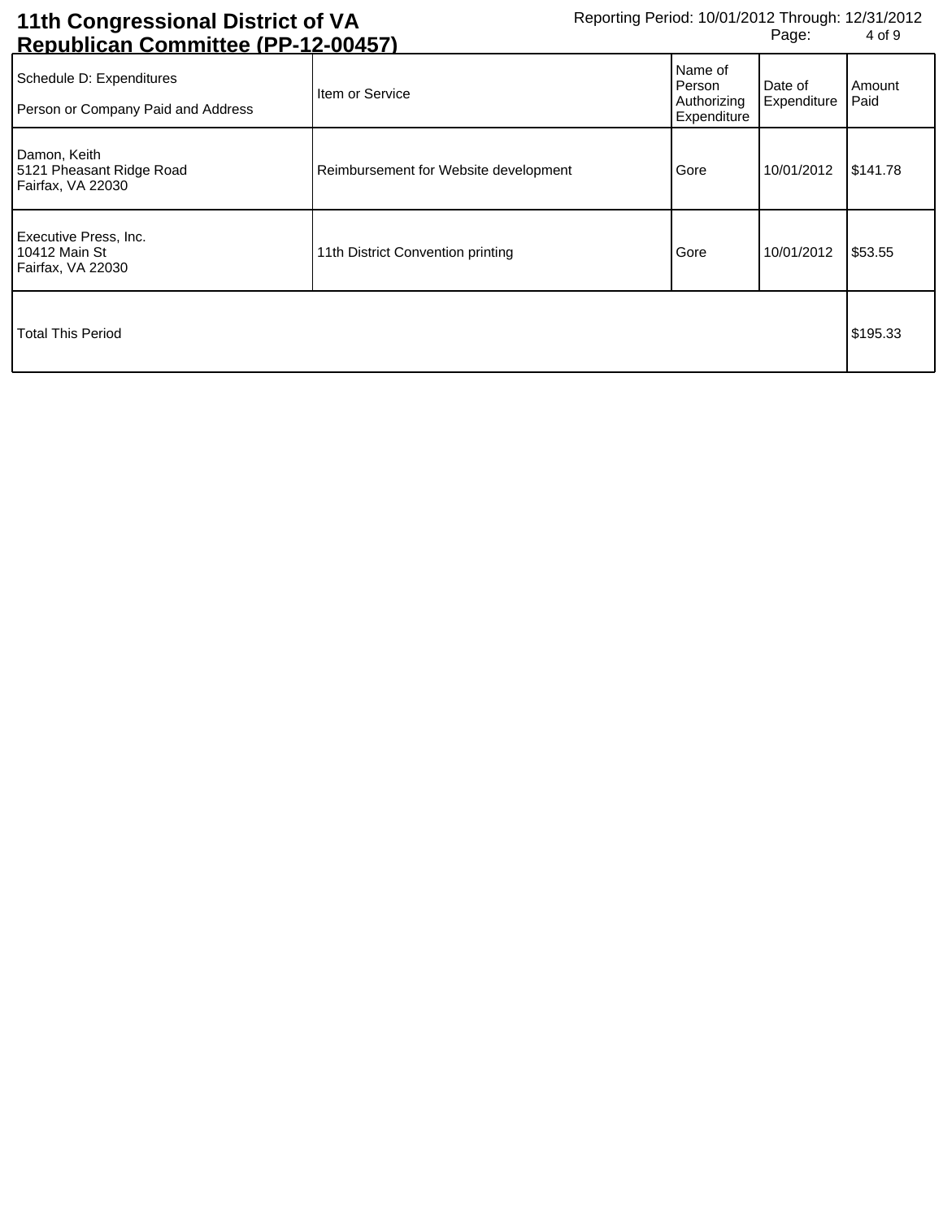# 11th Congressional District of VA Republican Committee (PP-12-00457)

Reporting Period: 10/01/2012 Through: 12/31/2012

| Schedule D: Expenditures<br>Person or Company Paid and Address | Item or Service | Name of Person Authorizing Expenditure | Date of Expenditure | Amount Paid |
|---|---|---|---|---|
| Damon, Keith<br>5121 Pheasant Ridge Road<br>Fairfax, VA 22030 | Reimbursement for Website development | Gore | 10/01/2012 | $141.78 |
| Executive Press, Inc.<br>10412 Main St<br>Fairfax, VA 22030 | 11th District Convention printing | Gore | 10/01/2012 | $53.55 |
| Total This Period | | | | $195.33 |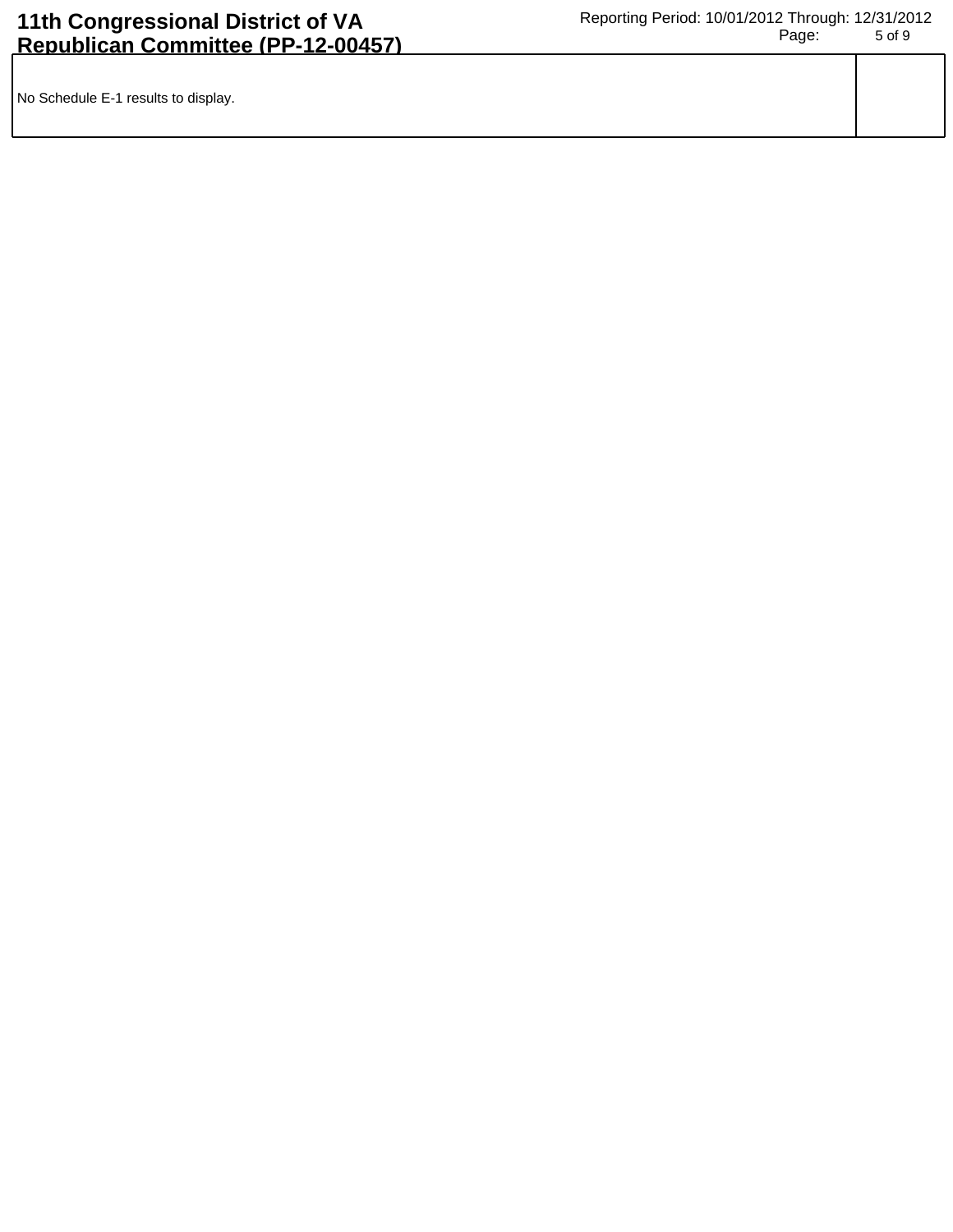No Schedule E-1 results to display.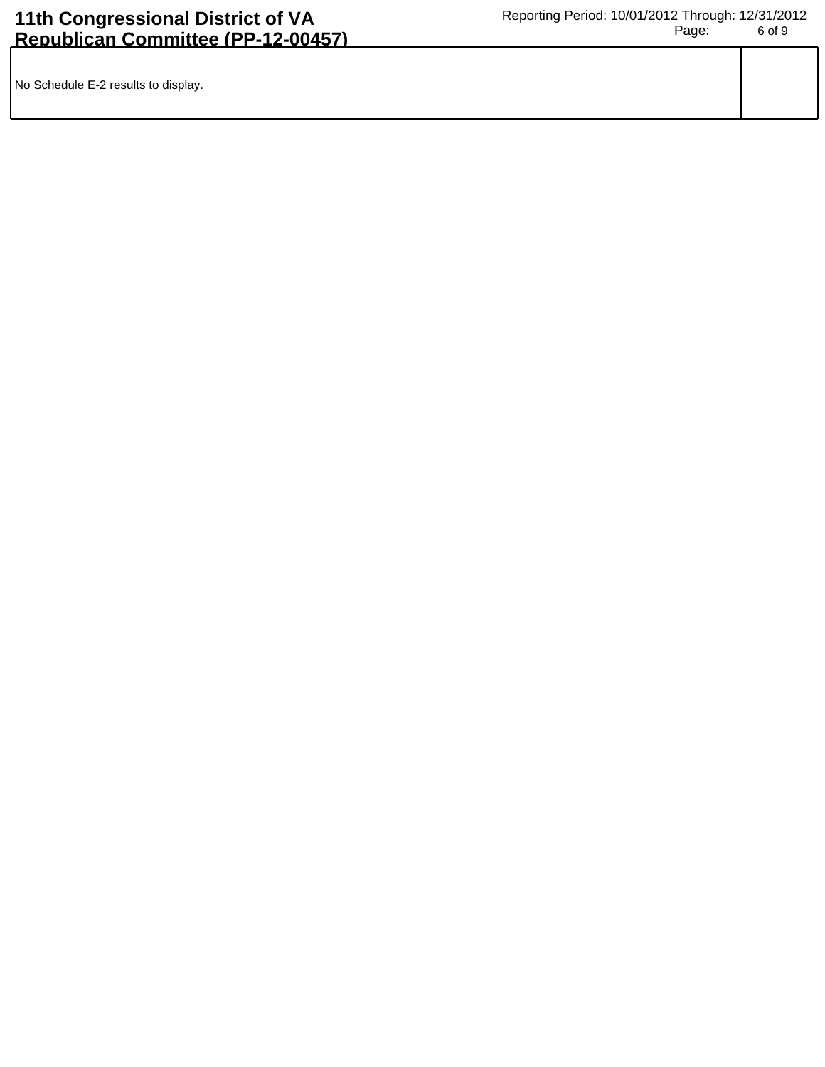No Schedule E-2 results to display.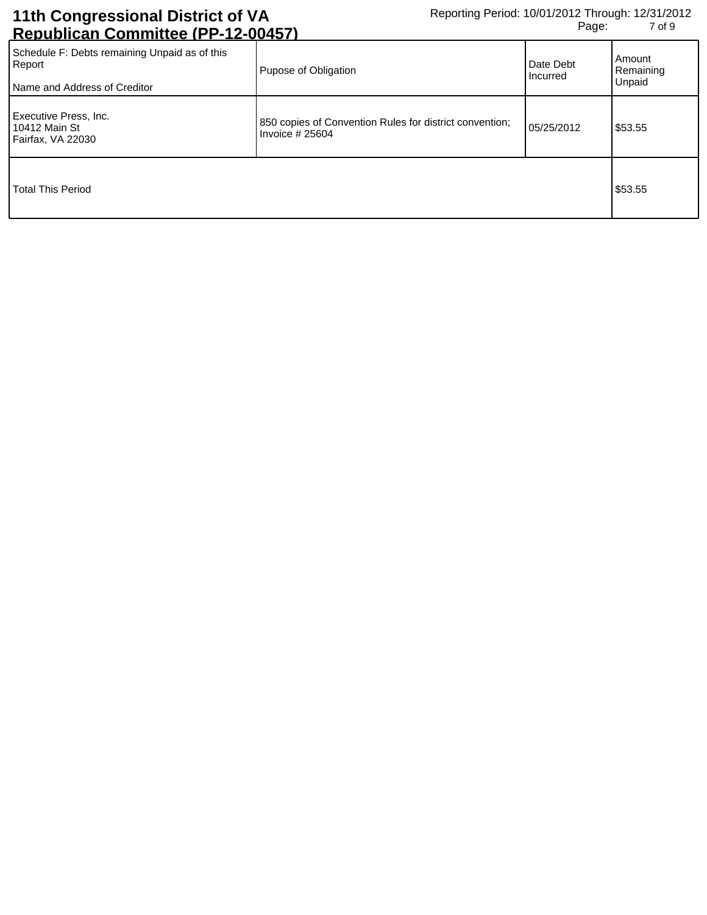# 11th Congressional District of VA Republican Committee (PP-12-00457)

Reporting Period: 10/01/2012 Through: 12/31/2012

| Schedule F: Debts remaining Unpaid as of this Report<br><br>Name and Address of Creditor | Pupose of Obligation | Date Debt Incurred | Amount Remaining Unpaid |
|---|---|---|---|
| Executive Press, Inc.<br>10412 Main St<br>Fairfax, VA 22030 | 850 copies of Convention Rules for district convention; Invoice # 25604 | 05/25/2012 | $53.55 |
| Total This Period | | | $53.55 |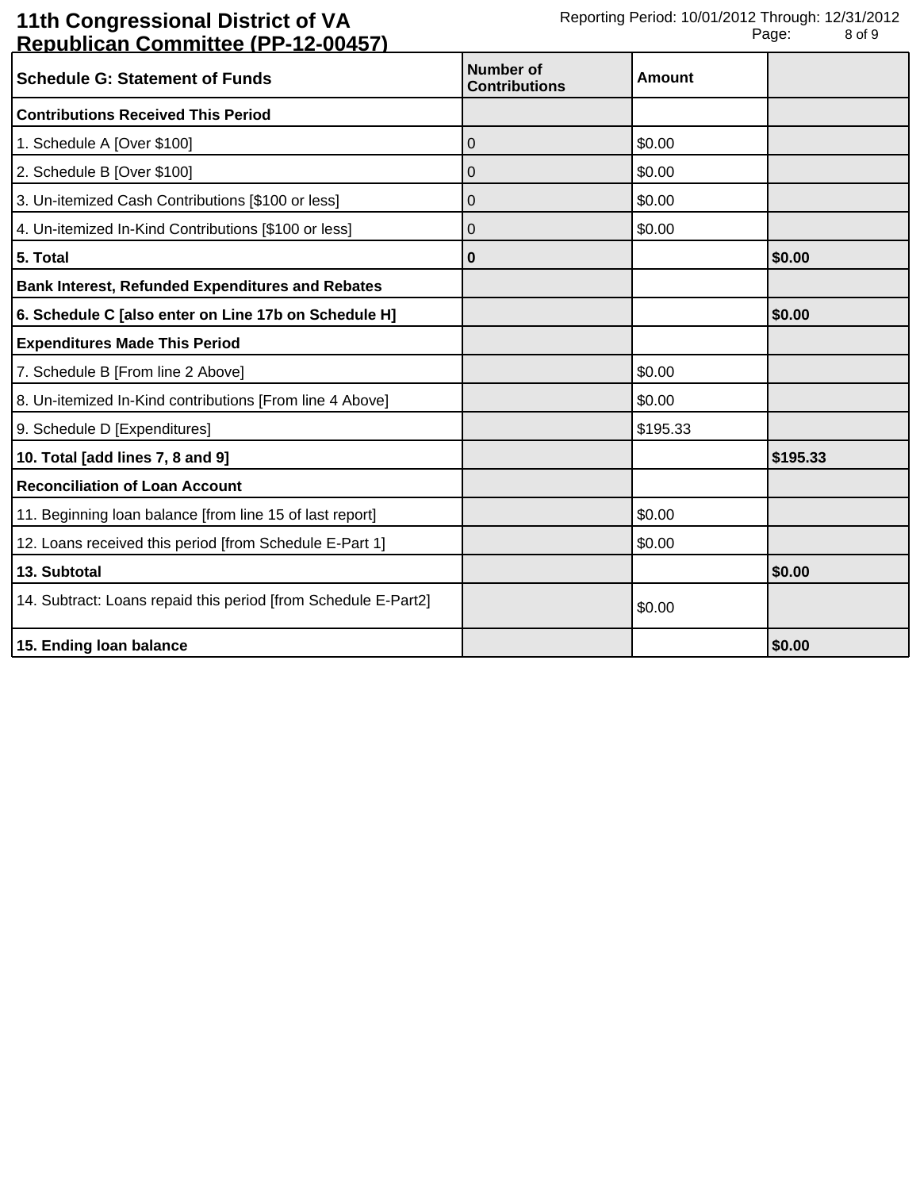11th Congressional District of VA Republican Committee (PP-12-00457)

Reporting Period: 10/01/2012 Through: 12/31/2012

| Schedule G: Statement of Funds | Number of Contributions | Amount | |
|---|---|---|---|
| **Contributions Received This Period** | | | |
| 1. Schedule A [Over $100] | 0 | $0.00 | |
| 2. Schedule B [Over $100] | 0 | $0.00 | |
| 3. Un-itemized Cash Contributions [$100 or less] | 0 | $0.00 | |
| 4. Un-itemized In-Kind Contributions [$100 or less] | 0 | $0.00 | |
| **5. Total** | **0** | | **$0.00** |
| **Bank Interest, Refunded Expenditures and Rebates** | | | |
| **6. Schedule C [also enter on Line 17b on Schedule H]** | | | **$0.00** |
| **Expenditures Made This Period** | | | |
| 7. Schedule B [From line 2 Above] | | $0.00 | |
| 8. Un-itemized In-Kind contributions [From line 4 Above] | | $0.00 | |
| 9. Schedule D [Expenditures] | | $195.33 | |
| **10. Total [add lines 7, 8 and 9]** | | | **$195.33** |
| **Reconciliation of Loan Account** | | | |
| 11. Beginning loan balance [from line 15 of last report] | | $0.00 | |
| 12. Loans received this period [from Schedule E-Part 1] | | $0.00 | |
| **13. Subtotal** | | | **$0.00** |
| 14. Subtract: Loans repaid this period [from Schedule E-Part2] | | $0.00 | |
| **15. Ending loan balance** | | | **$0.00** |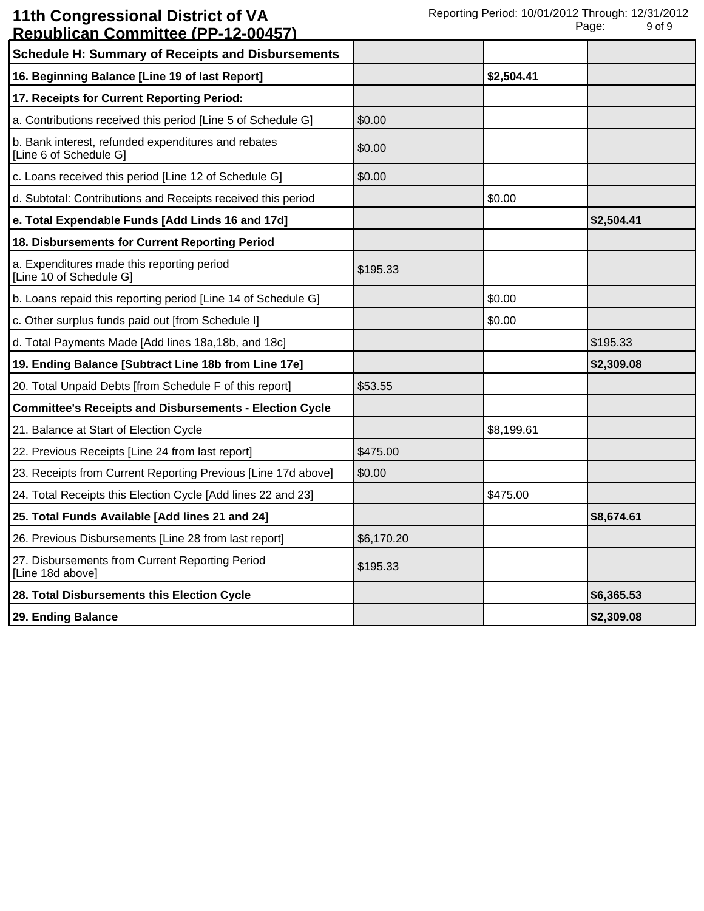**11th Congressional District of VA Republican Committee (PP-12-00457)**

Reporting Period: 10/01/2012 Through: 12/31/2012

| **Schedule H: Summary of Receipts and Disbursements** | | | |
|---|---|---|---|
| **16. Beginning Balance [Line 19 of last Report]** | | **$2,504.41** | |
| **17. Receipts for Current Reporting Period:** | | | |
| a. Contributions received this period [Line 5 of Schedule G] | $0.00 | | |
| b. Bank interest, refunded expenditures and rebates [Line 6 of Schedule G] | $0.00 | | |
| c. Loans received this period [Line 12 of Schedule G] | $0.00 | | |
| d. Subtotal: Contributions and Receipts received this period | | $0.00 | |
| **e. Total Expendable Funds [Add Linds 16 and 17d]** | | | **$2,504.41** |
| **18. Disbursements for Current Reporting Period** | | | |
| a. Expenditures made this reporting period [Line 10 of Schedule G] | $195.33 | | |
| b. Loans repaid this reporting period [Line 14 of Schedule G] | | $0.00 | |
| c. Other surplus funds paid out [from Schedule I] | | $0.00 | |
| d. Total Payments Made [Add lines 18a,18b, and 18c] | | | $195.33 |
| **19. Ending Balance [Subtract Line 18b from Line 17e]** | | | **$2,309.08** |
| 20. Total Unpaid Debts [from Schedule F of this report] | $53.55 | | |
| **Committee's Receipts and Disbursements - Election Cycle** | | | |
| 21. Balance at Start of Election Cycle | | $8,199.61 | |
| 22. Previous Receipts [Line 24 from last report] | $475.00 | | |
| 23. Receipts from Current Reporting Previous [Line 17d above] | $0.00 | | |
| 24. Total Receipts this Election Cycle [Add lines 22 and 23] | | $475.00 | |
| **25. Total Funds Available [Add lines 21 and 24]** | | | **$8,674.61** |
| 26. Previous Disbursements [Line 28 from last report] | $6,170.20 | | |
| 27. Disbursements from Current Reporting Period [Line 18d above] | $195.33 | | |
| **28. Total Disbursements this Election Cycle** | | | **$6,365.53** |
| **29. Ending Balance** | | | **$2,309.08** |